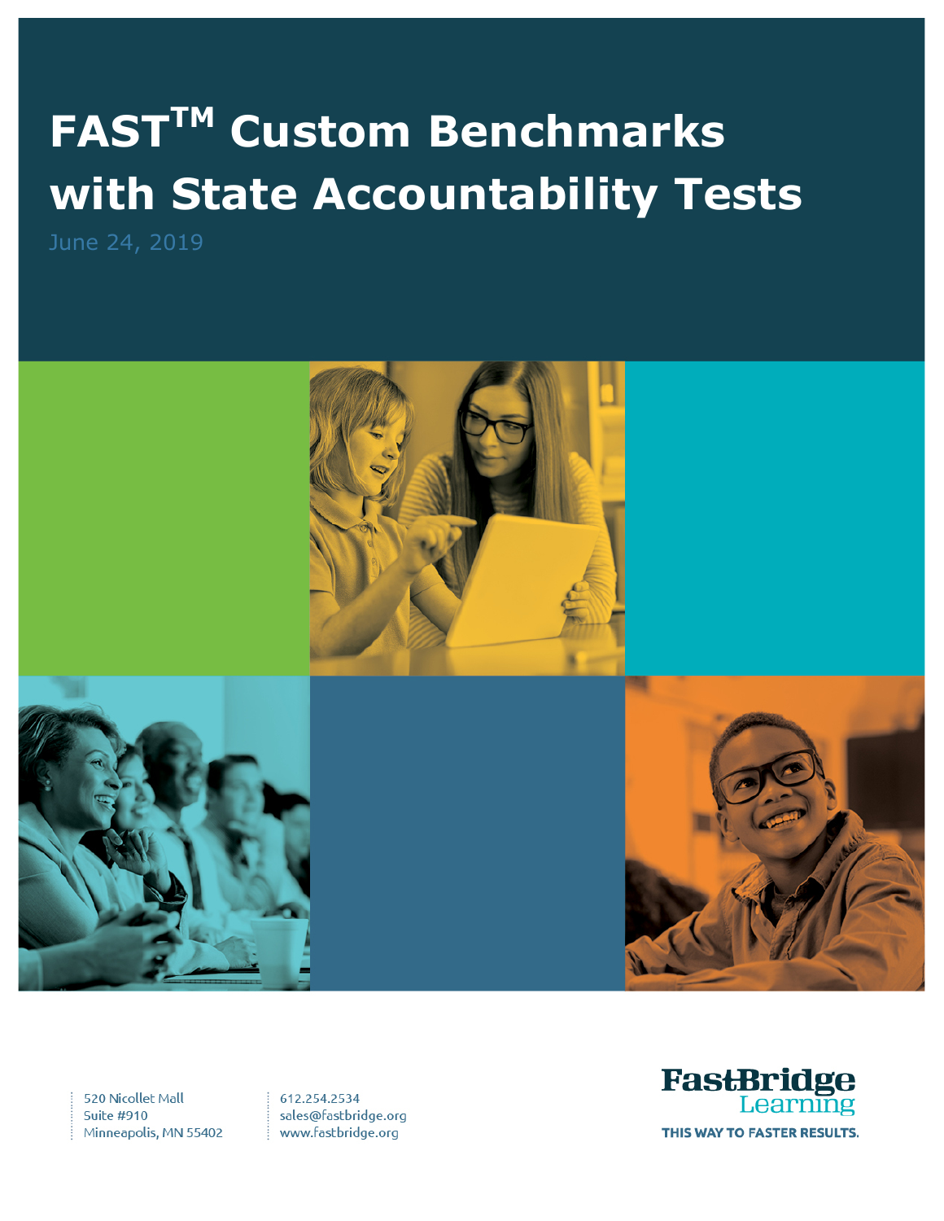# FAST™ Custom Benchmarks with State Accountability Tests

June 24, 2019

520 Nicollet Mall
Suite #910
Minneapolis, MN 55402

612.254.2534
sales@fastbridge.org
www.fastbridge.org

FastBridge Learning
THIS WAY TO FASTER RESULTS.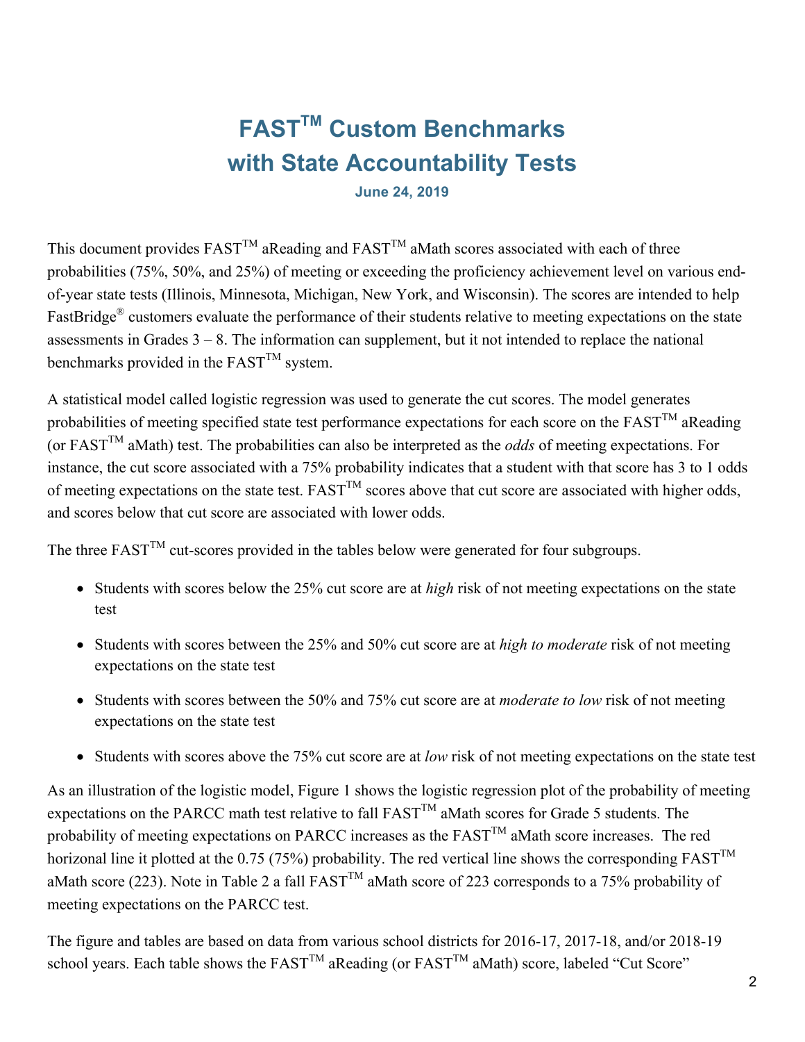# FAST™ Custom Benchmarks with State Accountability Tests

**June 24, 2019**

This document provides FAST™ aReading and FAST™ aMath scores associated with each of three probabilities (75%, 50%, and 25%) of meeting or exceeding the proficiency achievement level on various end-of-year state tests (Illinois, Minnesota, Michigan, New York, and Wisconsin). The scores are intended to help FastBridge® customers evaluate the performance of their students relative to meeting expectations on the state assessments in Grades 3 – 8. The information can supplement, but it not intended to replace the national benchmarks provided in the FAST™ system.

A statistical model called logistic regression was used to generate the cut scores. The model generates probabilities of meeting specified state test performance expectations for each score on the FAST™ aReading (or FAST™ aMath) test. The probabilities can also be interpreted as the *odds* of meeting expectations. For instance, the cut score associated with a 75% probability indicates that a student with that score has 3 to 1 odds of meeting expectations on the state test. FAST™ scores above that cut score are associated with higher odds, and scores below that cut score are associated with lower odds.

The three FAST™ cut-scores provided in the tables below were generated for four subgroups.

- Students with scores below the 25% cut score are at *high* risk of not meeting expectations on the state test
- Students with scores between the 25% and 50% cut score are at *high to moderate* risk of not meeting expectations on the state test
- Students with scores between the 50% and 75% cut score are at *moderate to low* risk of not meeting expectations on the state test
- Students with scores above the 75% cut score are at *low* risk of not meeting expectations on the state test

As an illustration of the logistic model, Figure 1 shows the logistic regression plot of the probability of meeting expectations on the PARCC math test relative to fall FAST™ aMath scores for Grade 5 students. The probability of meeting expectations on PARCC increases as the FAST™ aMath score increases. The red horizonal line it plotted at the 0.75 (75%) probability. The red vertical line shows the corresponding FAST™ aMath score (223). Note in Table 2 a fall FAST™ aMath score of 223 corresponds to a 75% probability of meeting expectations on the PARCC test.

The figure and tables are based on data from various school districts for 2016-17, 2017-18, and/or 2018-19 school years. Each table shows the FAST™ aReading (or FAST™ aMath) score, labeled "Cut Score"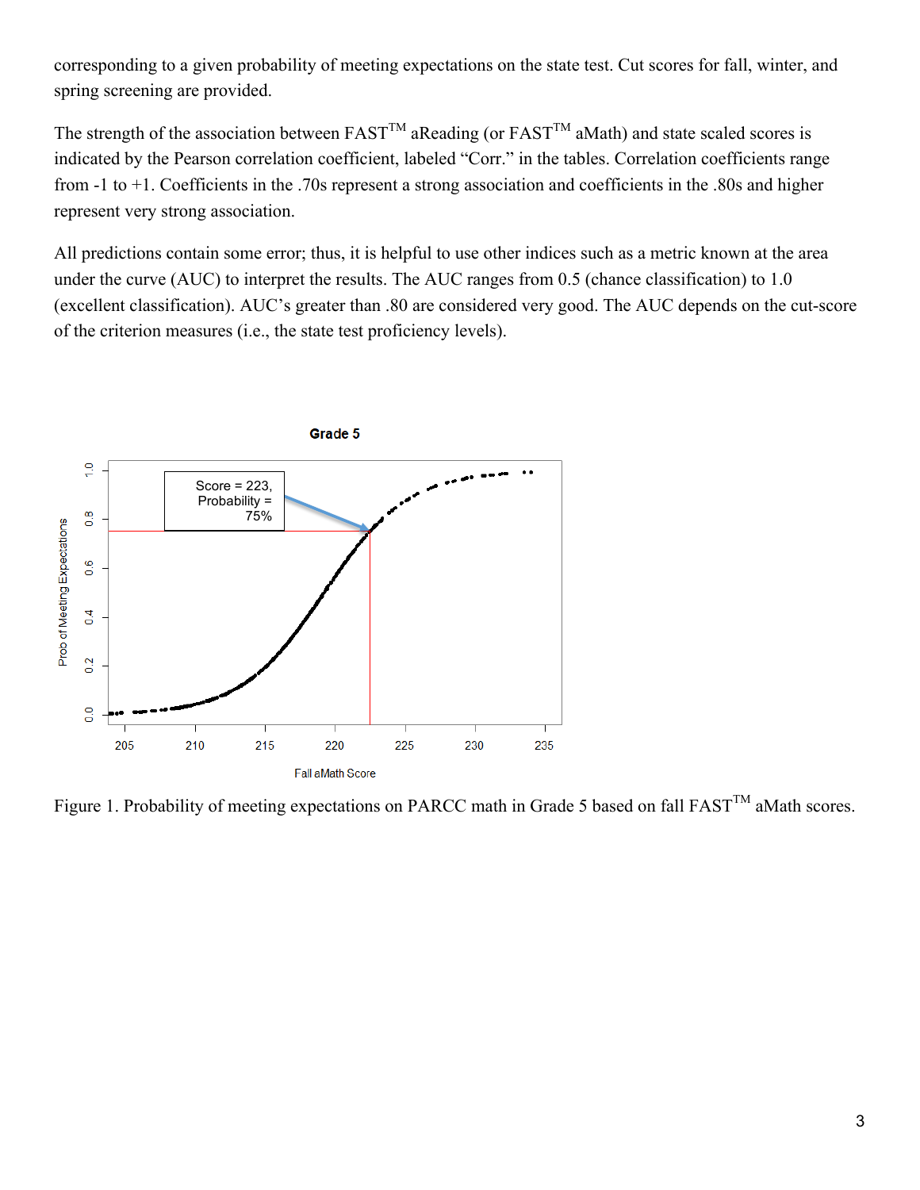corresponding to a given probability of meeting expectations on the state test. Cut scores for fall, winter, and spring screening are provided.

The strength of the association between FAST™ aReading (or FAST™ aMath) and state scaled scores is indicated by the Pearson correlation coefficient, labeled "Corr." in the tables. Correlation coefficients range from -1 to +1. Coefficients in the .70s represent a strong association and coefficients in the .80s and higher represent very strong association.

All predictions contain some error; thus, it is helpful to use other indices such as a metric known at the area under the curve (AUC) to interpret the results. The AUC ranges from 0.5 (chance classification) to 1.0 (excellent classification). AUC's greater than .80 are considered very good. The AUC depends on the cut-score of the criterion measures (i.e., the state test proficiency levels).

Figure 1. Probability of meeting expectations on PARCC math in Grade 5 based on fall FAST™ aMath scores.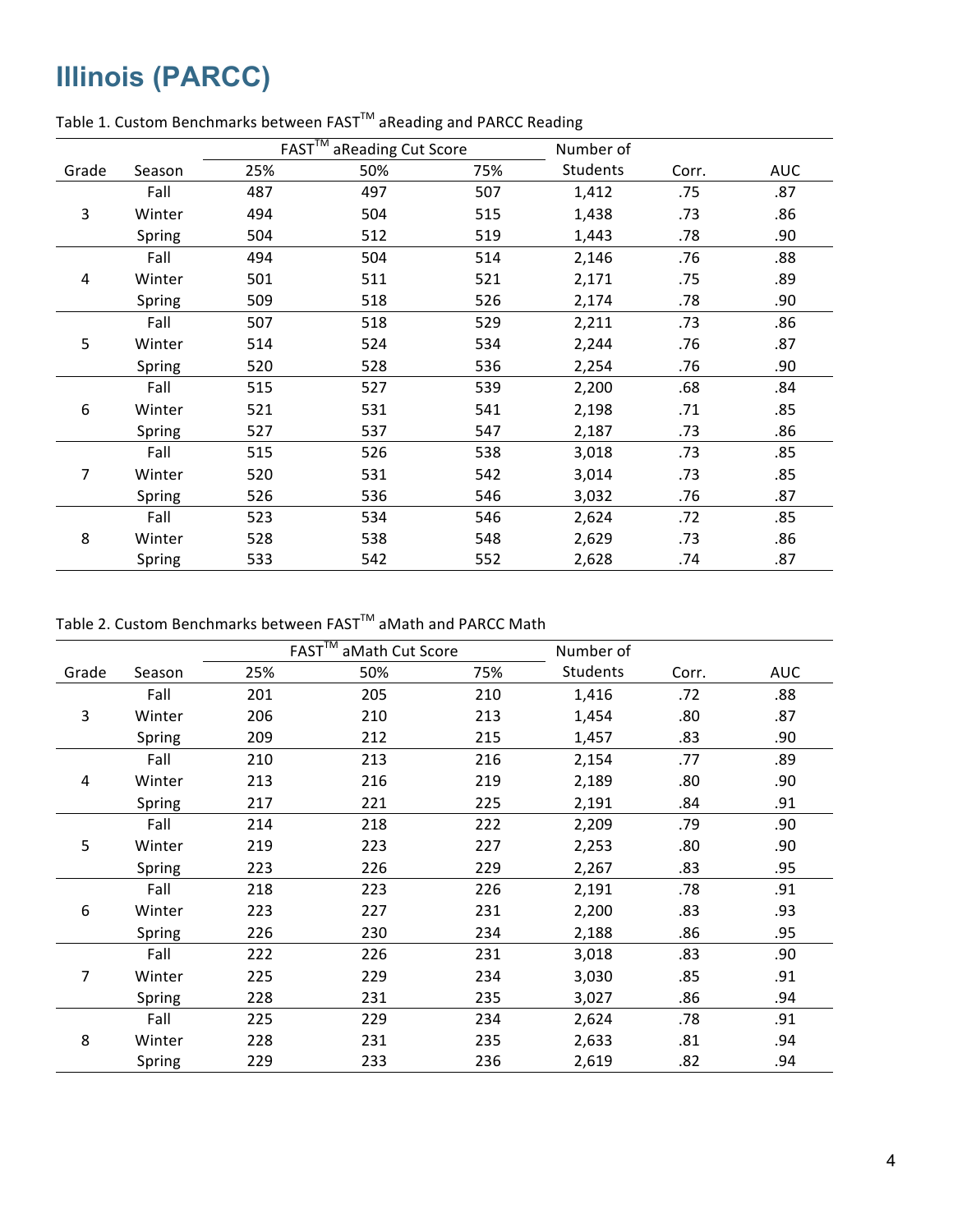# Illinois (PARCC)

Table 1. Custom Benchmarks between FAST™ aReading and PARCC Reading

| | | FAST™ aReading Cut Score | | | Number of | | |
|---|---|---|---|---|---|---|---|
| Grade | Season | 25% | 50% | 75% | Students | Corr. | AUC |
| 3 | Fall | 487 | 497 | 507 | 1,412 | .75 | .87 |
| | Winter | 494 | 504 | 515 | 1,438 | .73 | .86 |
| | Spring | 504 | 512 | 519 | 1,443 | .78 | .90 |
| 4 | Fall | 494 | 504 | 514 | 2,146 | .76 | .88 |
| | Winter | 501 | 511 | 521 | 2,171 | .75 | .89 |
| | Spring | 509 | 518 | 526 | 2,174 | .78 | .90 |
| 5 | Fall | 507 | 518 | 529 | 2,211 | .73 | .86 |
| | Winter | 514 | 524 | 534 | 2,244 | .76 | .87 |
| | Spring | 520 | 528 | 536 | 2,254 | .76 | .90 |
| 6 | Fall | 515 | 527 | 539 | 2,200 | .68 | .84 |
| | Winter | 521 | 531 | 541 | 2,198 | .71 | .85 |
| | Spring | 527 | 537 | 547 | 2,187 | .73 | .86 |
| 7 | Fall | 515 | 526 | 538 | 3,018 | .73 | .85 |
| | Winter | 520 | 531 | 542 | 3,014 | .73 | .85 |
| | Spring | 526 | 536 | 546 | 3,032 | .76 | .87 |
| 8 | Fall | 523 | 534 | 546 | 2,624 | .72 | .85 |
| | Winter | 528 | 538 | 548 | 2,629 | .73 | .86 |
| | Spring | 533 | 542 | 552 | 2,628 | .74 | .87 |

Table 2. Custom Benchmarks between FAST™ aMath and PARCC Math

| | | FAST™ aMath Cut Score | | | Number of | | |
|---|---|---|---|---|---|---|---|
| Grade | Season | 25% | 50% | 75% | Students | Corr. | AUC |
| 3 | Fall | 201 | 205 | 210 | 1,416 | .72 | .88 |
| | Winter | 206 | 210 | 213 | 1,454 | .80 | .87 |
| | Spring | 209 | 212 | 215 | 1,457 | .83 | .90 |
| 4 | Fall | 210 | 213 | 216 | 2,154 | .77 | .89 |
| | Winter | 213 | 216 | 219 | 2,189 | .80 | .90 |
| | Spring | 217 | 221 | 225 | 2,191 | .84 | .91 |
| 5 | Fall | 214 | 218 | 222 | 2,209 | .79 | .90 |
| | Winter | 219 | 223 | 227 | 2,253 | .80 | .90 |
| | Spring | 223 | 226 | 229 | 2,267 | .83 | .95 |
| 6 | Fall | 218 | 223 | 226 | 2,191 | .78 | .91 |
| | Winter | 223 | 227 | 231 | 2,200 | .83 | .93 |
| | Spring | 226 | 230 | 234 | 2,188 | .86 | .95 |
| 7 | Fall | 222 | 226 | 231 | 3,018 | .83 | .90 |
| | Winter | 225 | 229 | 234 | 3,030 | .85 | .91 |
| | Spring | 228 | 231 | 235 | 3,027 | .86 | .94 |
| 8 | Fall | 225 | 229 | 234 | 2,624 | .78 | .91 |
| | Winter | 228 | 231 | 235 | 2,633 | .81 | .94 |
| | Spring | 229 | 233 | 236 | 2,619 | .82 | .94 |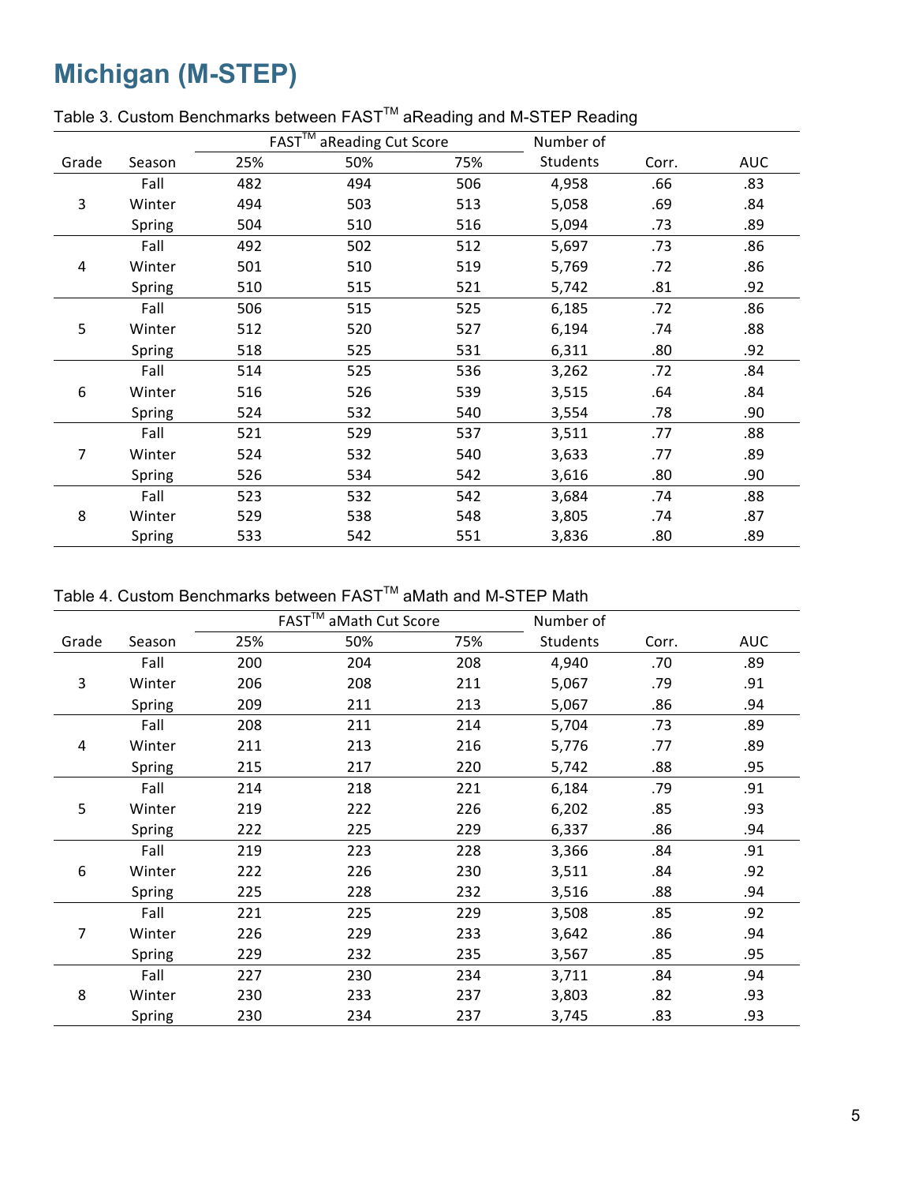# Michigan (M-STEP)

Table 3. Custom Benchmarks between FAST™ aReading and M-STEP Reading

| | | FAST™ aReading Cut Score | | | Number of | | |
|---|---|---|---|---|---|---|---|
| Grade | Season | 25% | 50% | 75% | Students | Corr. | AUC |
| 3 | Fall | 482 | 494 | 506 | 4,958 | .66 | .83 |
| | Winter | 494 | 503 | 513 | 5,058 | .69 | .84 |
| | Spring | 504 | 510 | 516 | 5,094 | .73 | .89 |
| 4 | Fall | 492 | 502 | 512 | 5,697 | .73 | .86 |
| | Winter | 501 | 510 | 519 | 5,769 | .72 | .86 |
| | Spring | 510 | 515 | 521 | 5,742 | .81 | .92 |
| 5 | Fall | 506 | 515 | 525 | 6,185 | .72 | .86 |
| | Winter | 512 | 520 | 527 | 6,194 | .74 | .88 |
| | Spring | 518 | 525 | 531 | 6,311 | .80 | .92 |
| 6 | Fall | 514 | 525 | 536 | 3,262 | .72 | .84 |
| | Winter | 516 | 526 | 539 | 3,515 | .64 | .84 |
| | Spring | 524 | 532 | 540 | 3,554 | .78 | .90 |
| 7 | Fall | 521 | 529 | 537 | 3,511 | .77 | .88 |
| | Winter | 524 | 532 | 540 | 3,633 | .77 | .89 |
| | Spring | 526 | 534 | 542 | 3,616 | .80 | .90 |
| 8 | Fall | 523 | 532 | 542 | 3,684 | .74 | .88 |
| | Winter | 529 | 538 | 548 | 3,805 | .74 | .87 |
| | Spring | 533 | 542 | 551 | 3,836 | .80 | .89 |

Table 4. Custom Benchmarks between FAST™ aMath and M-STEP Math

| | | FAST™ aMath Cut Score | | | Number of | | |
|---|---|---|---|---|---|---|---|
| Grade | Season | 25% | 50% | 75% | Students | Corr. | AUC |
| 3 | Fall | 200 | 204 | 208 | 4,940 | .70 | .89 |
| | Winter | 206 | 208 | 211 | 5,067 | .79 | .91 |
| | Spring | 209 | 211 | 213 | 5,067 | .86 | .94 |
| 4 | Fall | 208 | 211 | 214 | 5,704 | .73 | .89 |
| | Winter | 211 | 213 | 216 | 5,776 | .77 | .89 |
| | Spring | 215 | 217 | 220 | 5,742 | .88 | .95 |
| 5 | Fall | 214 | 218 | 221 | 6,184 | .79 | .91 |
| | Winter | 219 | 222 | 226 | 6,202 | .85 | .93 |
| | Spring | 222 | 225 | 229 | 6,337 | .86 | .94 |
| 6 | Fall | 219 | 223 | 228 | 3,366 | .84 | .91 |
| | Winter | 222 | 226 | 230 | 3,511 | .84 | .92 |
| | Spring | 225 | 228 | 232 | 3,516 | .88 | .94 |
| 7 | Fall | 221 | 225 | 229 | 3,508 | .85 | .92 |
| | Winter | 226 | 229 | 233 | 3,642 | .86 | .94 |
| | Spring | 229 | 232 | 235 | 3,567 | .85 | .95 |
| 8 | Fall | 227 | 230 | 234 | 3,711 | .84 | .94 |
| | Winter | 230 | 233 | 237 | 3,803 | .82 | .93 |
| | Spring | 230 | 234 | 237 | 3,745 | .83 | .93 |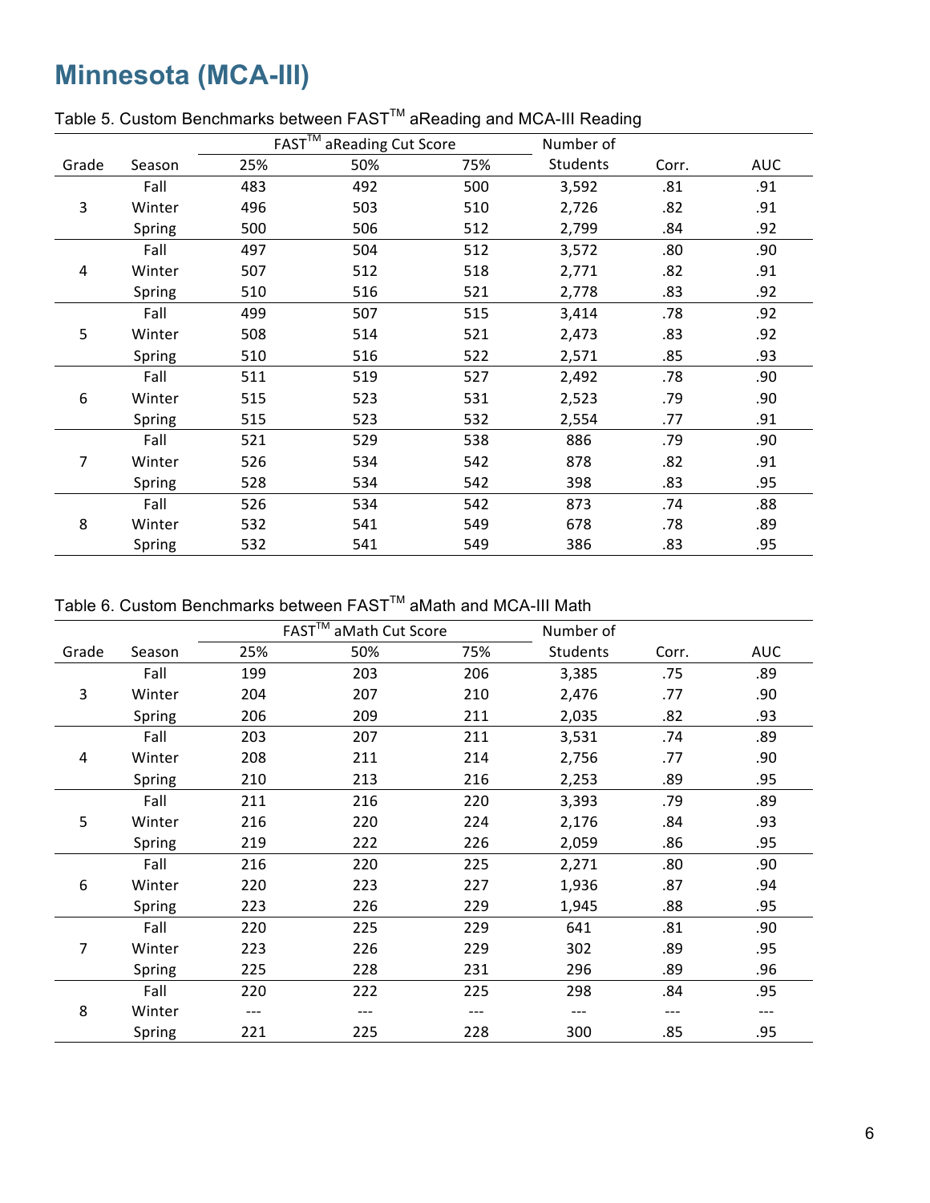# Minnesota (MCA-III)

Table 5. Custom Benchmarks between FAST™ aReading and MCA-III Reading

| Grade | Season | FAST™ aReading Cut Score | | | Number of | | |
|---|---|---|---|---|---|---|---|
| | | 25% | 50% | 75% | Students | Corr. | AUC |
| 3 | Fall | 483 | 492 | 500 | 3,592 | .81 | .91 |
| | Winter | 496 | 503 | 510 | 2,726 | .82 | .91 |
| | Spring | 500 | 506 | 512 | 2,799 | .84 | .92 |
| 4 | Fall | 497 | 504 | 512 | 3,572 | .80 | .90 |
| | Winter | 507 | 512 | 518 | 2,771 | .82 | .91 |
| | Spring | 510 | 516 | 521 | 2,778 | .83 | .92 |
| 5 | Fall | 499 | 507 | 515 | 3,414 | .78 | .92 |
| | Winter | 508 | 514 | 521 | 2,473 | .83 | .92 |
| | Spring | 510 | 516 | 522 | 2,571 | .85 | .93 |
| 6 | Fall | 511 | 519 | 527 | 2,492 | .78 | .90 |
| | Winter | 515 | 523 | 531 | 2,523 | .79 | .90 |
| | Spring | 515 | 523 | 532 | 2,554 | .77 | .91 |
| 7 | Fall | 521 | 529 | 538 | 886 | .79 | .90 |
| | Winter | 526 | 534 | 542 | 878 | .82 | .91 |
| | Spring | 528 | 534 | 542 | 398 | .83 | .95 |
| 8 | Fall | 526 | 534 | 542 | 873 | .74 | .88 |
| | Winter | 532 | 541 | 549 | 678 | .78 | .89 |
| | Spring | 532 | 541 | 549 | 386 | .83 | .95 |

Table 6. Custom Benchmarks between FAST™ aMath and MCA-III Math

| Grade | Season | FAST™ aMath Cut Score | | | Number of | | |
|---|---|---|---|---|---|---|---|
| | | 25% | 50% | 75% | Students | Corr. | AUC |
| 3 | Fall | 199 | 203 | 206 | 3,385 | .75 | .89 |
| | Winter | 204 | 207 | 210 | 2,476 | .77 | .90 |
| | Spring | 206 | 209 | 211 | 2,035 | .82 | .93 |
| 4 | Fall | 203 | 207 | 211 | 3,531 | .74 | .89 |
| | Winter | 208 | 211 | 214 | 2,756 | .77 | .90 |
| | Spring | 210 | 213 | 216 | 2,253 | .89 | .95 |
| 5 | Fall | 211 | 216 | 220 | 3,393 | .79 | .89 |
| | Winter | 216 | 220 | 224 | 2,176 | .84 | .93 |
| | Spring | 219 | 222 | 226 | 2,059 | .86 | .95 |
| 6 | Fall | 216 | 220 | 225 | 2,271 | .80 | .90 |
| | Winter | 220 | 223 | 227 | 1,936 | .87 | .94 |
| | Spring | 223 | 226 | 229 | 1,945 | .88 | .95 |
| 7 | Fall | 220 | 225 | 229 | 641 | .81 | .90 |
| | Winter | 223 | 226 | 229 | 302 | .89 | .95 |
| | Spring | 225 | 228 | 231 | 296 | .89 | .96 |
| 8 | Fall | 220 | 222 | 225 | 298 | .84 | .95 |
| | Winter | --- | --- | --- | --- | --- | --- |
| | Spring | 221 | 225 | 228 | 300 | .85 | .95 |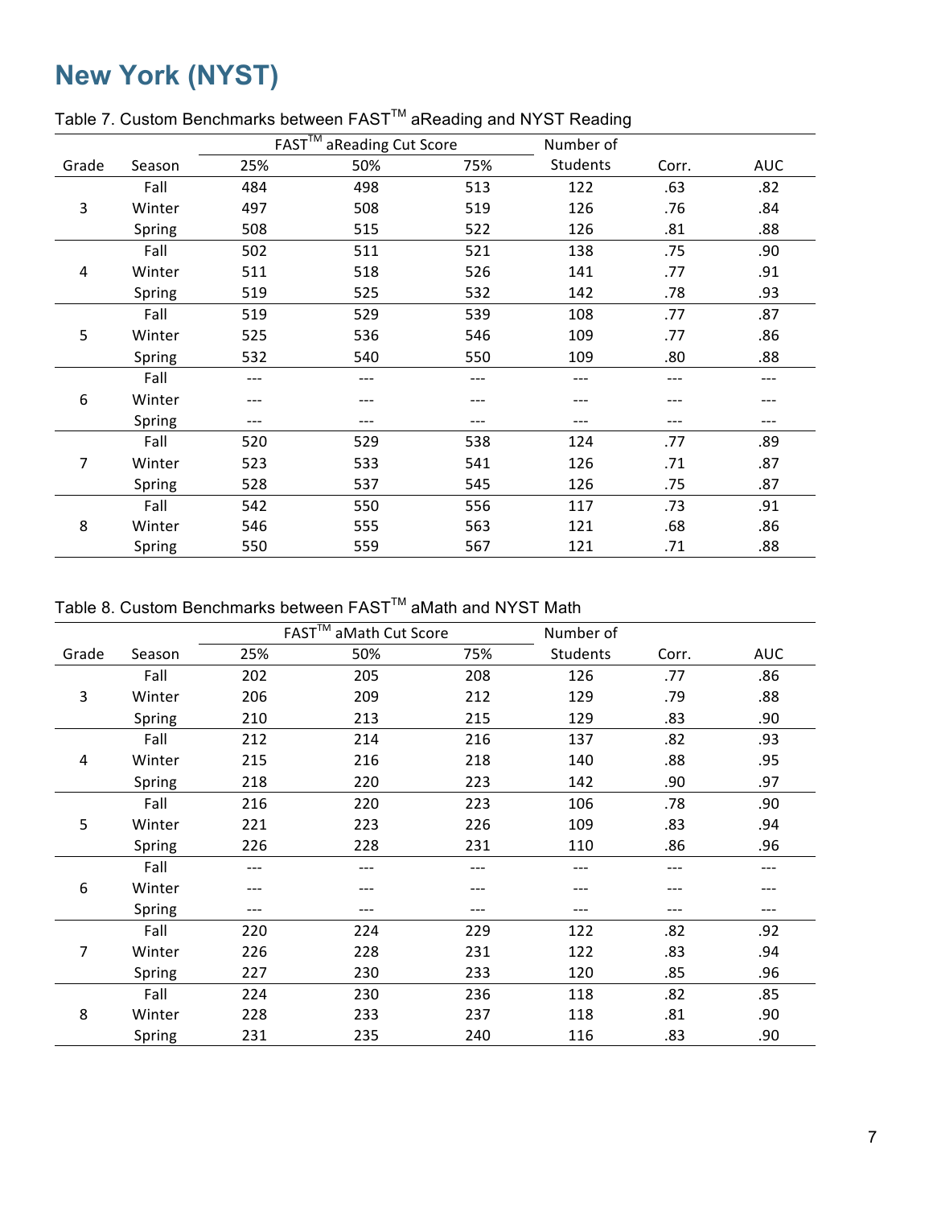# New York (NYST)

Table 7. Custom Benchmarks between FAST™ aReading and NYST Reading

| | | FAST™ aReading Cut Score | | | Number of | | |
|---|---|---|---|---|---|---|---|
| Grade | Season | 25% | 50% | 75% | Students | Corr. | AUC |
| 3 | Fall | 484 | 498 | 513 | 122 | .63 | .82 |
| | Winter | 497 | 508 | 519 | 126 | .76 | .84 |
| | Spring | 508 | 515 | 522 | 126 | .81 | .88 |
| 4 | Fall | 502 | 511 | 521 | 138 | .75 | .90 |
| | Winter | 511 | 518 | 526 | 141 | .77 | .91 |
| | Spring | 519 | 525 | 532 | 142 | .78 | .93 |
| 5 | Fall | 519 | 529 | 539 | 108 | .77 | .87 |
| | Winter | 525 | 536 | 546 | 109 | .77 | .86 |
| | Spring | 532 | 540 | 550 | 109 | .80 | .88 |
| 6 | Fall | --- | --- | --- | --- | --- | --- |
| | Winter | --- | --- | --- | --- | --- | --- |
| | Spring | --- | --- | --- | --- | --- | --- |
| 7 | Fall | 520 | 529 | 538 | 124 | .77 | .89 |
| | Winter | 523 | 533 | 541 | 126 | .71 | .87 |
| | Spring | 528 | 537 | 545 | 126 | .75 | .87 |
| 8 | Fall | 542 | 550 | 556 | 117 | .73 | .91 |
| | Winter | 546 | 555 | 563 | 121 | .68 | .86 |
| | Spring | 550 | 559 | 567 | 121 | .71 | .88 |

Table 8. Custom Benchmarks between FAST™ aMath and NYST Math

| | | FAST™ aMath Cut Score | | | Number of | | |
|---|---|---|---|---|---|---|---|
| Grade | Season | 25% | 50% | 75% | Students | Corr. | AUC |
| 3 | Fall | 202 | 205 | 208 | 126 | .77 | .86 |
| | Winter | 206 | 209 | 212 | 129 | .79 | .88 |
| | Spring | 210 | 213 | 215 | 129 | .83 | .90 |
| 4 | Fall | 212 | 214 | 216 | 137 | .82 | .93 |
| | Winter | 215 | 216 | 218 | 140 | .88 | .95 |
| | Spring | 218 | 220 | 223 | 142 | .90 | .97 |
| 5 | Fall | 216 | 220 | 223 | 106 | .78 | .90 |
| | Winter | 221 | 223 | 226 | 109 | .83 | .94 |
| | Spring | 226 | 228 | 231 | 110 | .86 | .96 |
| 6 | Fall | --- | --- | --- | --- | --- | --- |
| | Winter | --- | --- | --- | --- | --- | --- |
| | Spring | --- | --- | --- | --- | --- | --- |
| 7 | Fall | 220 | 224 | 229 | 122 | .82 | .92 |
| | Winter | 226 | 228 | 231 | 122 | .83 | .94 |
| | Spring | 227 | 230 | 233 | 120 | .85 | .96 |
| 8 | Fall | 224 | 230 | 236 | 118 | .82 | .85 |
| | Winter | 228 | 233 | 237 | 118 | .81 | .90 |
| | Spring | 231 | 235 | 240 | 116 | .83 | .90 |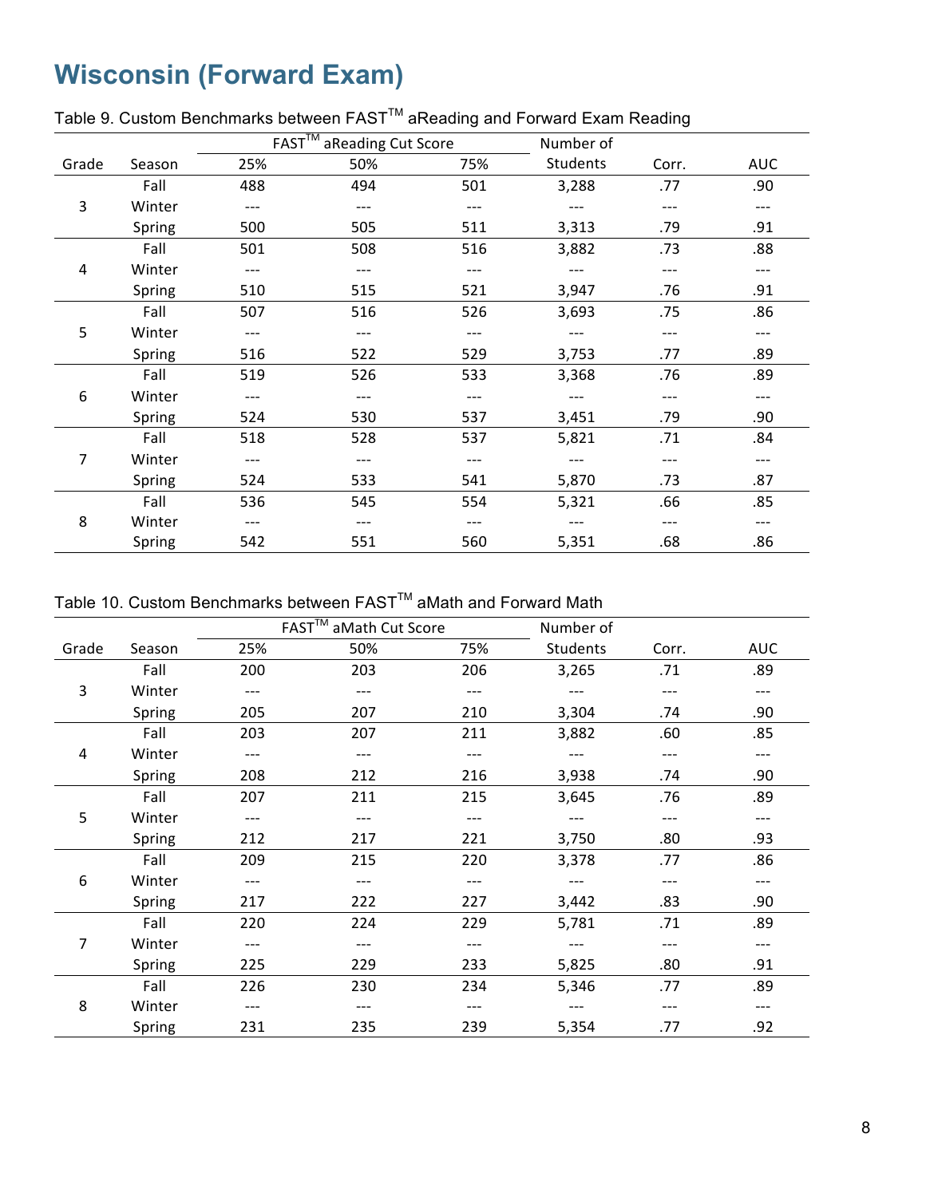# Wisconsin (Forward Exam)

Table 9. Custom Benchmarks between FAST™ aReading and Forward Exam Reading

| Grade | Season | FAST™ aReading Cut Score | | | Number of Students | Corr. | AUC |
|---|---|---|---|---|---|---|---|
| | | 25% | 50% | 75% | | | |
| 3 | Fall | 488 | 494 | 501 | 3,288 | .77 | .90 |
| | Winter | --- | --- | --- | --- | --- | --- |
| | Spring | 500 | 505 | 511 | 3,313 | .79 | .91 |
| 4 | Fall | 501 | 508 | 516 | 3,882 | .73 | .88 |
| | Winter | --- | --- | --- | --- | --- | --- |
| | Spring | 510 | 515 | 521 | 3,947 | .76 | .91 |
| 5 | Fall | 507 | 516 | 526 | 3,693 | .75 | .86 |
| | Winter | --- | --- | --- | --- | --- | --- |
| | Spring | 516 | 522 | 529 | 3,753 | .77 | .89 |
| 6 | Fall | 519 | 526 | 533 | 3,368 | .76 | .89 |
| | Winter | --- | --- | --- | --- | --- | --- |
| | Spring | 524 | 530 | 537 | 3,451 | .79 | .90 |
| 7 | Fall | 518 | 528 | 537 | 5,821 | .71 | .84 |
| | Winter | --- | --- | --- | --- | --- | --- |
| | Spring | 524 | 533 | 541 | 5,870 | .73 | .87 |
| 8 | Fall | 536 | 545 | 554 | 5,321 | .66 | .85 |
| | Winter | --- | --- | --- | --- | --- | --- |
| | Spring | 542 | 551 | 560 | 5,351 | .68 | .86 |

Table 10. Custom Benchmarks between FAST™ aMath and Forward Math

| Grade | Season | FAST™ aMath Cut Score | | | Number of Students | Corr. | AUC |
|---|---|---|---|---|---|---|---|
| | | 25% | 50% | 75% | | | |
| 3 | Fall | 200 | 203 | 206 | 3,265 | .71 | .89 |
| | Winter | --- | --- | --- | --- | --- | --- |
| | Spring | 205 | 207 | 210 | 3,304 | .74 | .90 |
| 4 | Fall | 203 | 207 | 211 | 3,882 | .60 | .85 |
| | Winter | --- | --- | --- | --- | --- | --- |
| | Spring | 208 | 212 | 216 | 3,938 | .74 | .90 |
| 5 | Fall | 207 | 211 | 215 | 3,645 | .76 | .89 |
| | Winter | --- | --- | --- | --- | --- | --- |
| | Spring | 212 | 217 | 221 | 3,750 | .80 | .93 |
| 6 | Fall | 209 | 215 | 220 | 3,378 | .77 | .86 |
| | Winter | --- | --- | --- | --- | --- | --- |
| | Spring | 217 | 222 | 227 | 3,442 | .83 | .90 |
| 7 | Fall | 220 | 224 | 229 | 5,781 | .71 | .89 |
| | Winter | --- | --- | --- | --- | --- | --- |
| | Spring | 225 | 229 | 233 | 5,825 | .80 | .91 |
| 8 | Fall | 226 | 230 | 234 | 5,346 | .77 | .89 |
| | Winter | --- | --- | --- | --- | --- | --- |
| | Spring | 231 | 235 | 239 | 5,354 | .77 | .92 |